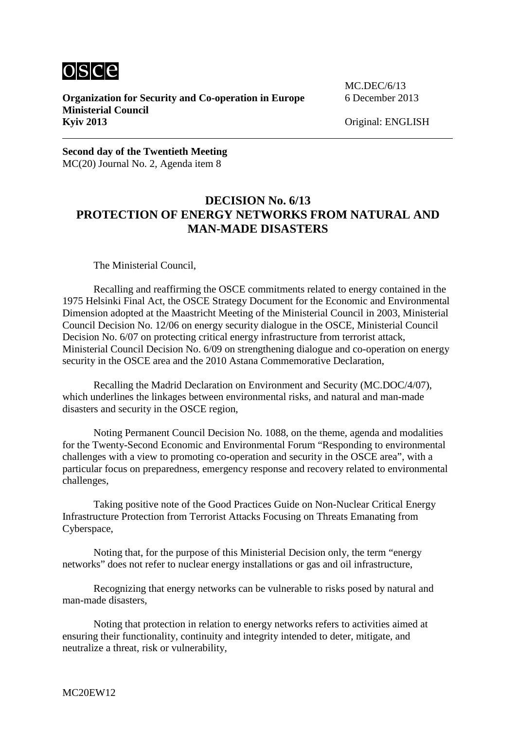osce

**Organization for Security and Co-operation in Europe**
**Ministerial Council**
**Kyiv 2013**

MC.DEC/6/13
6 December 2013

Original: ENGLISH

**Second day of the Twentieth Meeting**
MC(20) Journal No. 2, Agenda item 8

## DECISION No. 6/13
## PROTECTION OF ENERGY NETWORKS FROM NATURAL AND MAN-MADE DISASTERS

The Ministerial Council,

Recalling and reaffirming the OSCE commitments related to energy contained in the 1975 Helsinki Final Act, the OSCE Strategy Document for the Economic and Environmental Dimension adopted at the Maastricht Meeting of the Ministerial Council in 2003, Ministerial Council Decision No. 12/06 on energy security dialogue in the OSCE, Ministerial Council Decision No. 6/07 on protecting critical energy infrastructure from terrorist attack, Ministerial Council Decision No. 6/09 on strengthening dialogue and co-operation on energy security in the OSCE area and the 2010 Astana Commemorative Declaration,

Recalling the Madrid Declaration on Environment and Security (MC.DOC/4/07), which underlines the linkages between environmental risks, and natural and man-made disasters and security in the OSCE region,

Noting Permanent Council Decision No. 1088, on the theme, agenda and modalities for the Twenty-Second Economic and Environmental Forum "Responding to environmental challenges with a view to promoting co-operation and security in the OSCE area", with a particular focus on preparedness, emergency response and recovery related to environmental challenges,

Taking positive note of the Good Practices Guide on Non-Nuclear Critical Energy Infrastructure Protection from Terrorist Attacks Focusing on Threats Emanating from Cyberspace,

Noting that, for the purpose of this Ministerial Decision only, the term "energy networks" does not refer to nuclear energy installations or gas and oil infrastructure,

Recognizing that energy networks can be vulnerable to risks posed by natural and man-made disasters,

Noting that protection in relation to energy networks refers to activities aimed at ensuring their functionality, continuity and integrity intended to deter, mitigate, and neutralize a threat, risk or vulnerability,

MC20EW12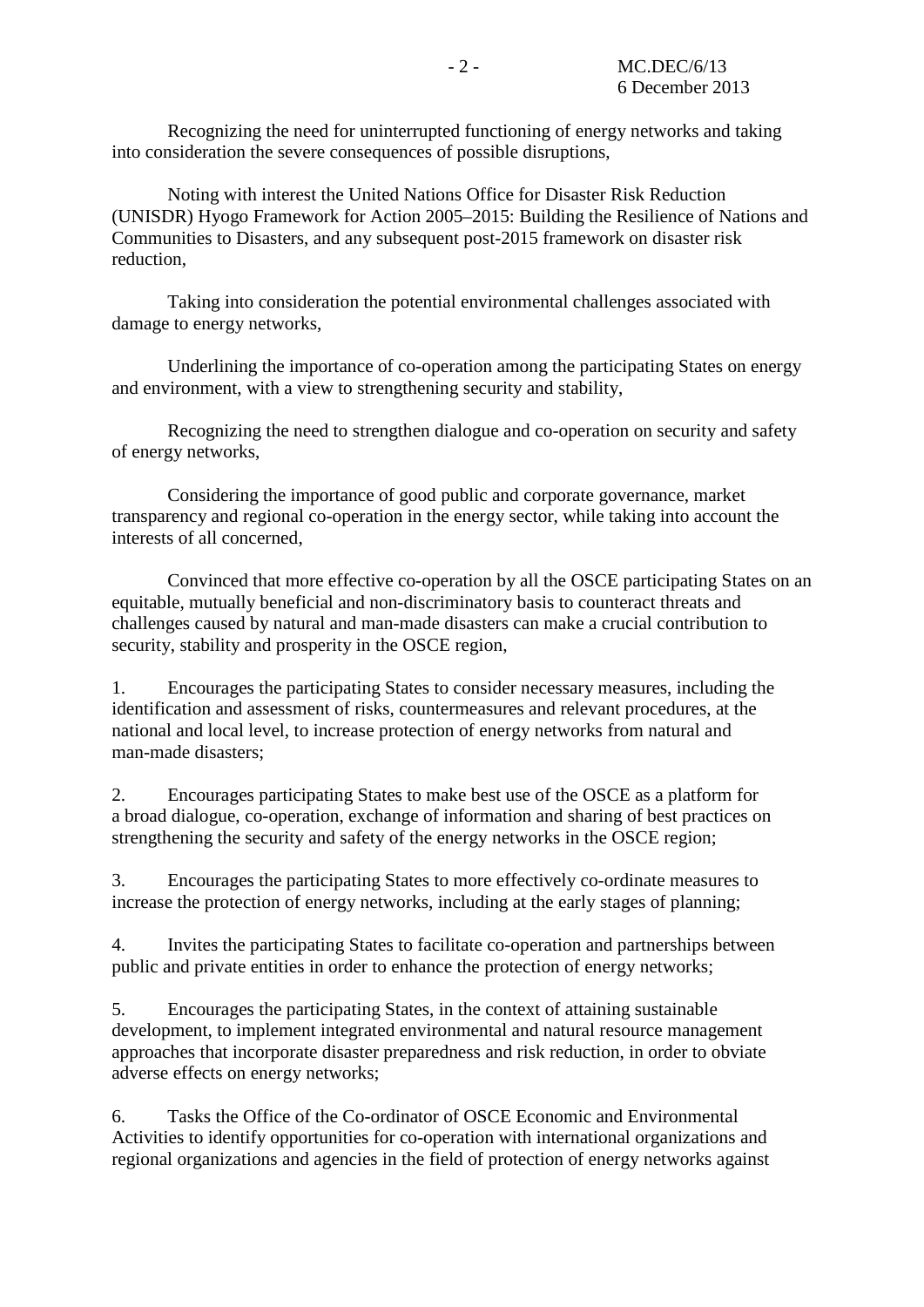Recognizing the need for uninterrupted functioning of energy networks and taking into consideration the severe consequences of possible disruptions,

Noting with interest the United Nations Office for Disaster Risk Reduction (UNISDR) Hyogo Framework for Action 2005–2015: Building the Resilience of Nations and Communities to Disasters, and any subsequent post-2015 framework on disaster risk reduction,

Taking into consideration the potential environmental challenges associated with damage to energy networks,

Underlining the importance of co-operation among the participating States on energy and environment, with a view to strengthening security and stability,

Recognizing the need to strengthen dialogue and co-operation on security and safety of energy networks,

Considering the importance of good public and corporate governance, market transparency and regional co-operation in the energy sector, while taking into account the interests of all concerned,

Convinced that more effective co-operation by all the OSCE participating States on an equitable, mutually beneficial and non-discriminatory basis to counteract threats and challenges caused by natural and man-made disasters can make a crucial contribution to security, stability and prosperity in the OSCE region,

1. Encourages the participating States to consider necessary measures, including the identification and assessment of risks, countermeasures and relevant procedures, at the national and local level, to increase protection of energy networks from natural and man-made disasters;

2. Encourages participating States to make best use of the OSCE as a platform for a broad dialogue, co-operation, exchange of information and sharing of best practices on strengthening the security and safety of the energy networks in the OSCE region;

3. Encourages the participating States to more effectively co-ordinate measures to increase the protection of energy networks, including at the early stages of planning;

4. Invites the participating States to facilitate co-operation and partnerships between public and private entities in order to enhance the protection of energy networks;

5. Encourages the participating States, in the context of attaining sustainable development, to implement integrated environmental and natural resource management approaches that incorporate disaster preparedness and risk reduction, in order to obviate adverse effects on energy networks;

6. Tasks the Office of the Co-ordinator of OSCE Economic and Environmental Activities to identify opportunities for co-operation with international organizations and regional organizations and agencies in the field of protection of energy networks against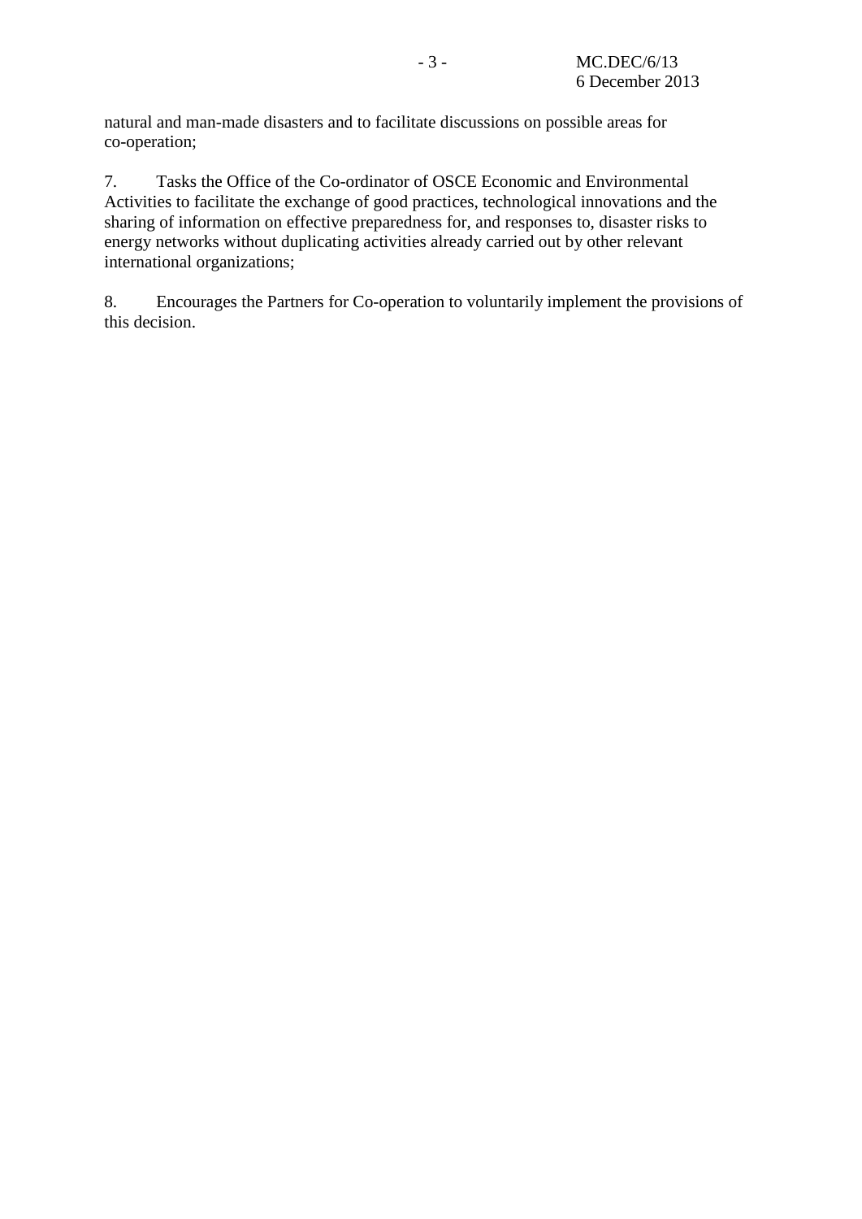natural and man-made disasters and to facilitate discussions on possible areas for co-operation;

7. Tasks the Office of the Co-ordinator of OSCE Economic and Environmental Activities to facilitate the exchange of good practices, technological innovations and the sharing of information on effective preparedness for, and responses to, disaster risks to energy networks without duplicating activities already carried out by other relevant international organizations;

8. Encourages the Partners for Co-operation to voluntarily implement the provisions of this decision.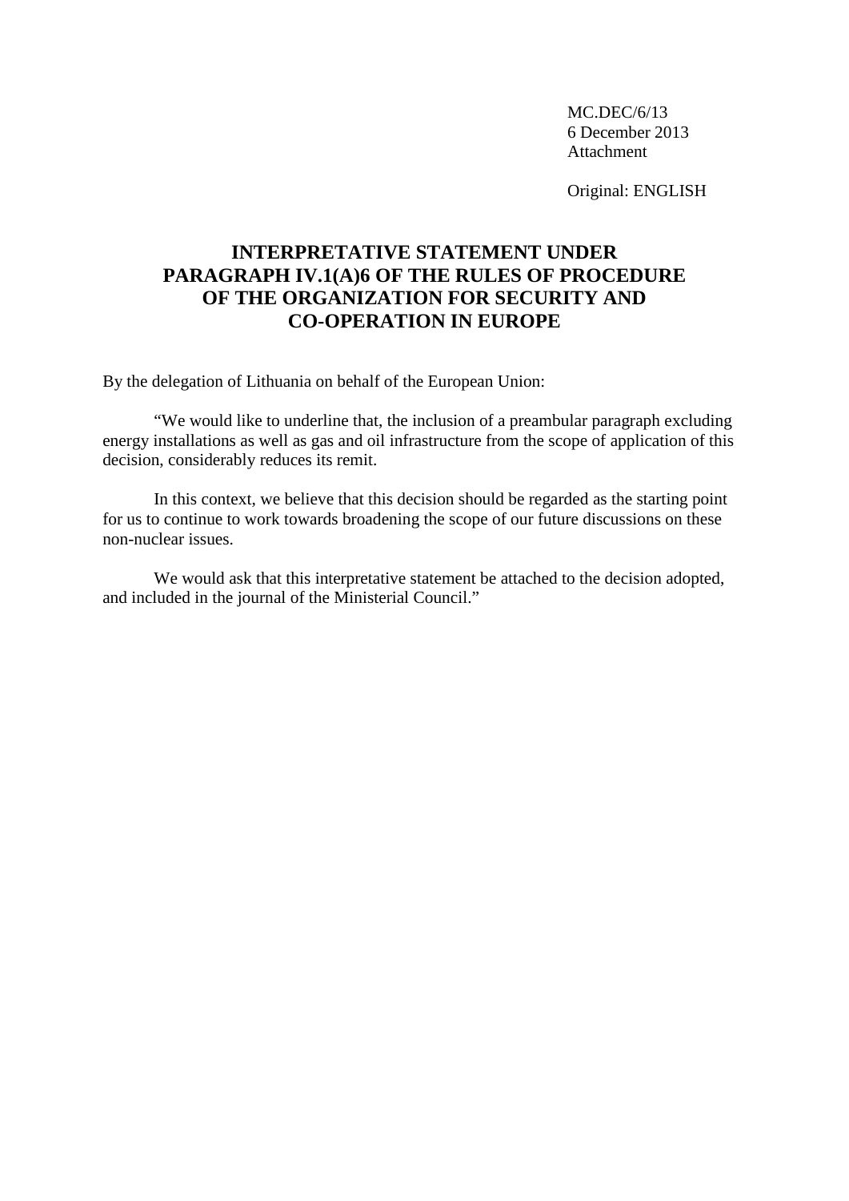MC.DEC/6/13
6 December 2013
Attachment

Original: ENGLISH

# INTERPRETATIVE STATEMENT UNDER PARAGRAPH IV.1(A)6 OF THE RULES OF PROCEDURE OF THE ORGANIZATION FOR SECURITY AND CO-OPERATION IN EUROPE

By the delegation of Lithuania on behalf of the European Union:

"We would like to underline that, the inclusion of a preambular paragraph excluding energy installations as well as gas and oil infrastructure from the scope of application of this decision, considerably reduces its remit.

In this context, we believe that this decision should be regarded as the starting point for us to continue to work towards broadening the scope of our future discussions on these non-nuclear issues.

We would ask that this interpretative statement be attached to the decision adopted, and included in the journal of the Ministerial Council."